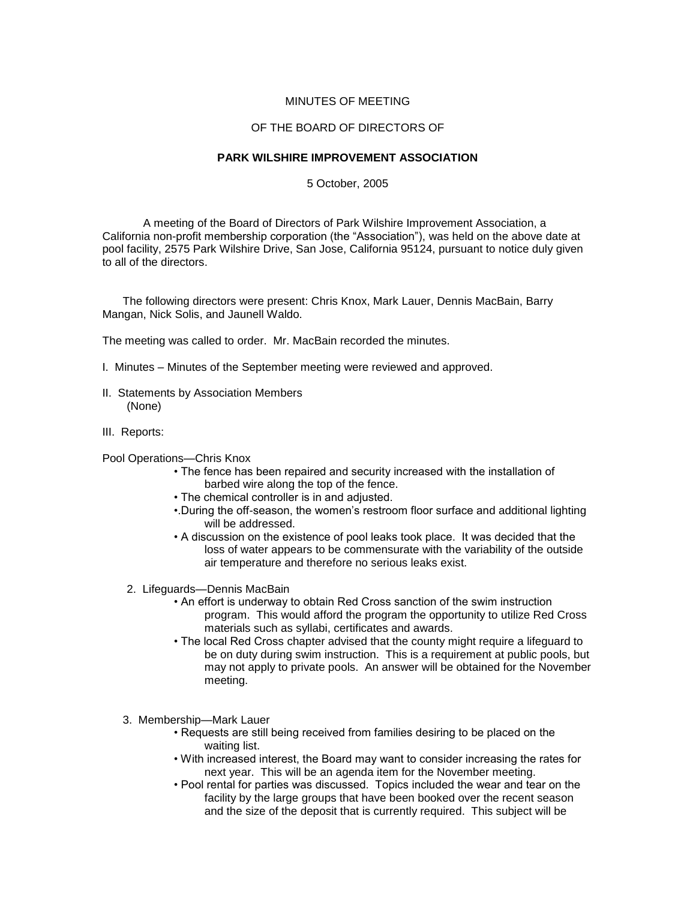MINUTES OF MEETING

OF THE BOARD OF DIRECTORS OF

**PARK WILSHIRE IMPROVEMENT ASSOCIATION**

5 October, 2005

A meeting of the Board of Directors of Park Wilshire Improvement Association, a California non-profit membership corporation (the "Association"), was held on the above date at pool facility, 2575 Park Wilshire Drive, San Jose, California 95124, pursuant to notice duly given to all of the directors.

The following directors were present: Chris Knox, Mark Lauer, Dennis MacBain, Barry Mangan, Nick Solis, and Jaunell Waldo.

The meeting was called to order. Mr. MacBain recorded the minutes.

I. Minutes – Minutes of the September meeting were reviewed and approved.

II. Statements by Association Members
(None)

III. Reports:

Pool Operations—Chris Knox

- The fence has been repaired and security increased with the installation of barbed wire along the top of the fence.
- The chemical controller is in and adjusted.
- .During the off-season, the women's restroom floor surface and additional lighting will be addressed.
- A discussion on the existence of pool leaks took place. It was decided that the loss of water appears to be commensurate with the variability of the outside air temperature and therefore no serious leaks exist.

2. Lifeguards—Dennis MacBain
   - An effort is underway to obtain Red Cross sanction of the swim instruction program. This would afford the program the opportunity to utilize Red Cross materials such as syllabi, certificates and awards.
   - The local Red Cross chapter advised that the county might require a lifeguard to be on duty during swim instruction. This is a requirement at public pools, but may not apply to private pools. An answer will be obtained for the November meeting.

3. Membership—Mark Lauer
   - Requests are still being received from families desiring to be placed on the waiting list.
   - With increased interest, the Board may want to consider increasing the rates for next year. This will be an agenda item for the November meeting.
   - Pool rental for parties was discussed. Topics included the wear and tear on the facility by the large groups that have been booked over the recent season and the size of the deposit that is currently required. This subject will be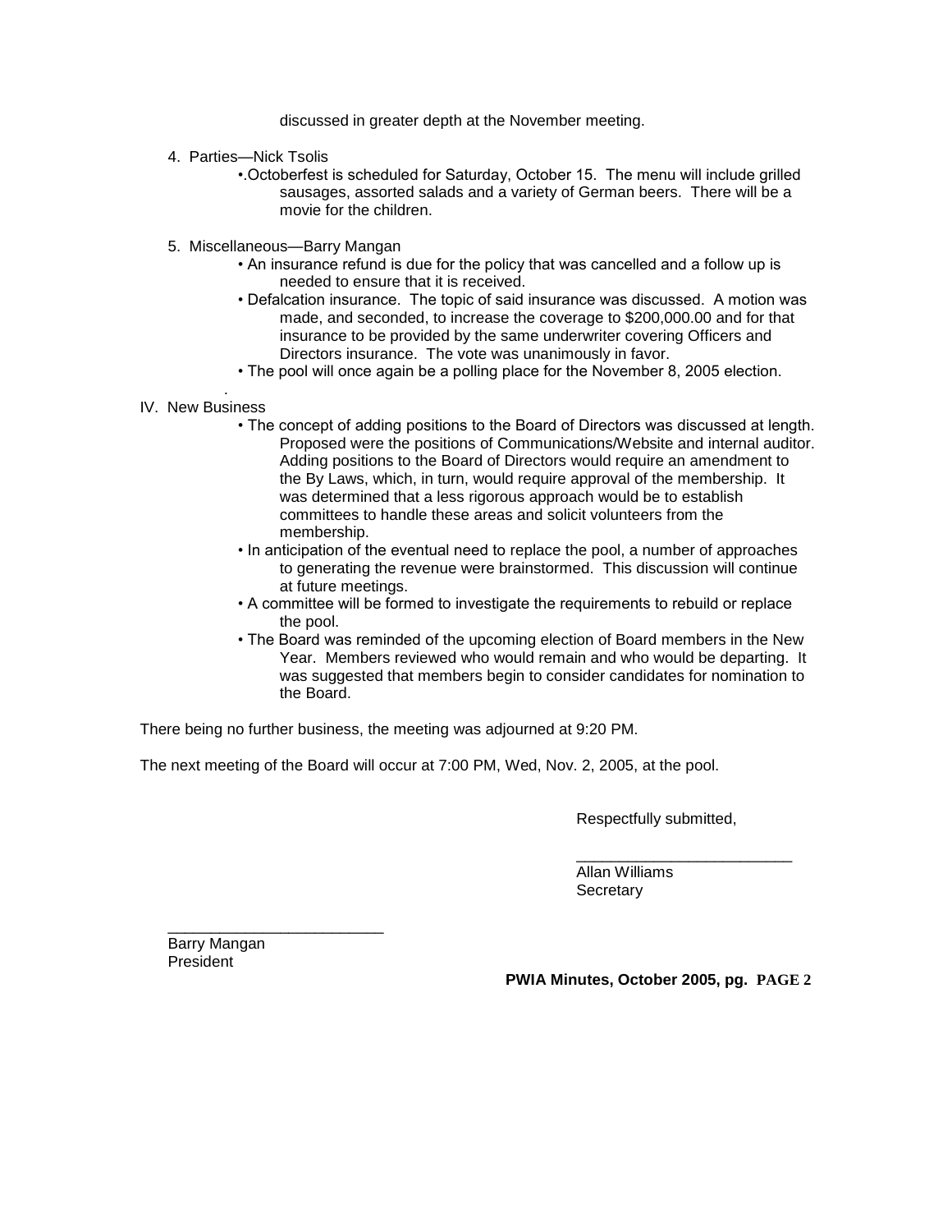discussed in greater depth at the November meeting.

4. Parties—Nick Tsolis
   - .Octoberfest is scheduled for Saturday, October 15. The menu will include grilled sausages, assorted salads and a variety of German beers. There will be a movie for the children.

5. Miscellaneous—Barry Mangan
   - An insurance refund is due for the policy that was cancelled and a follow up is needed to ensure that it is received.
   - Defalcation insurance. The topic of said insurance was discussed. A motion was made, and seconded, to increase the coverage to $200,000.00 and for that insurance to be provided by the same underwriter covering Officers and Directors insurance. The vote was unanimously in favor.
   - The pool will once again be a polling place for the November 8, 2005 election.

IV. New Business

- The concept of adding positions to the Board of Directors was discussed at length. Proposed were the positions of Communications/Website and internal auditor. Adding positions to the Board of Directors would require an amendment to the By Laws, which, in turn, would require approval of the membership. It was determined that a less rigorous approach would be to establish committees to handle these areas and solicit volunteers from the membership.
- In anticipation of the eventual need to replace the pool, a number of approaches to generating the revenue were brainstormed. This discussion will continue at future meetings.
- A committee will be formed to investigate the requirements to rebuild or replace the pool.
- The Board was reminded of the upcoming election of Board members in the New Year. Members reviewed who would remain and who would be departing. It was suggested that members begin to consider candidates for nomination to the Board.

There being no further business, the meeting was adjourned at 9:20 PM.

The next meeting of the Board will occur at 7:00 PM, Wed, Nov. 2, 2005, at the pool.

Respectfully submitted,

\_\_\_\_\_\_\_\_\_\_\_\_\_\_\_\_\_\_\_\_\_\_\_\_\_\_
Allan Williams
Secretary

\_\_\_\_\_\_\_\_\_\_\_\_\_\_\_\_\_\_\_\_\_\_\_\_\_\_
Barry Mangan
President